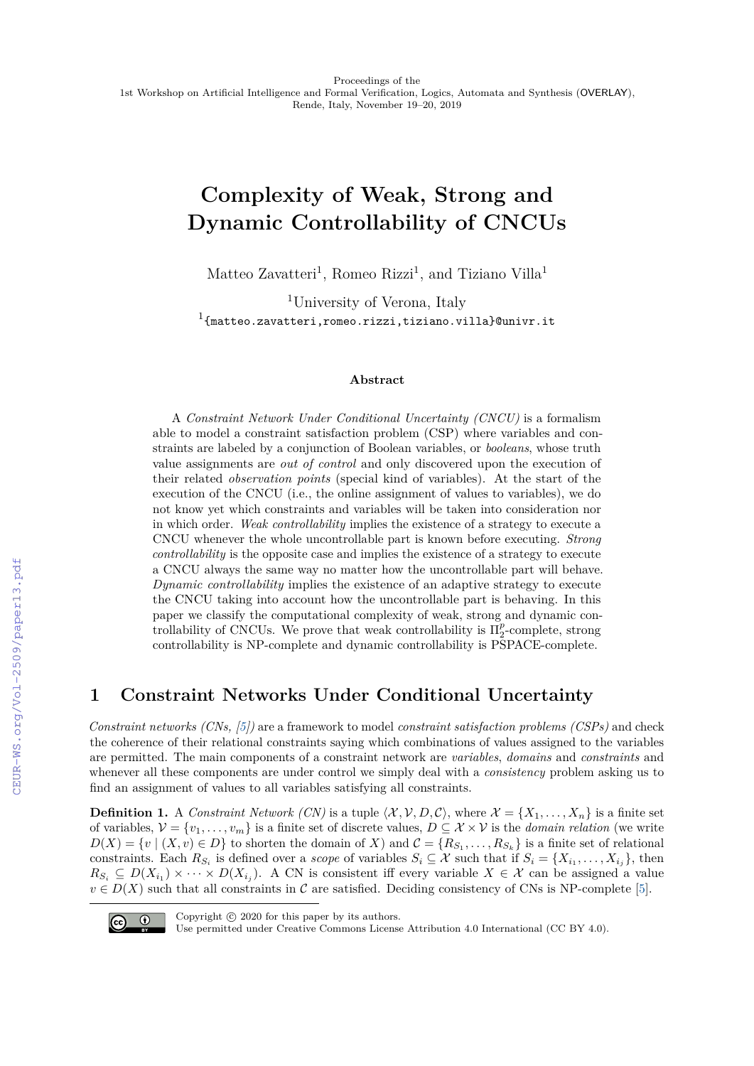Proceedings of the
1st Workshop on Artificial Intelligence and Formal Verification, Logics, Automata and Synthesis (OVERLAY),
Rende, Italy, November 19–20, 2019

# Complexity of Weak, Strong and Dynamic Controllability of CNCUs

Matteo Zavatteri[1], Romeo Rizzi[1], and Tiziano Villa[1]

[1]University of Verona, Italy
[1]{matteo.zavatteri,romeo.rizzi,tiziano.villa}@univr.it

### Abstract

A *Constraint Network Under Conditional Uncertainty (CNCU)* is a formalism able to model a constraint satisfaction problem (CSP) where variables and constraints are labeled by a conjunction of Boolean variables, or *booleans*, whose truth value assignments are *out of control* and only discovered upon the execution of their related *observation points* (special kind of variables). At the start of the execution of the CNCU (i.e., the online assignment of values to variables), we do not know yet which constraints and variables will be taken into consideration nor in which order. *Weak controllability* implies the existence of a strategy to execute a CNCU whenever the whole uncontrollable part is known before executing. *Strong controllability* is the opposite case and implies the existence of a strategy to execute a CNCU always the same way no matter how the uncontrollable part will behave. *Dynamic controllability* implies the existence of an adaptive strategy to execute the CNCU taking into account how the uncontrollable part is behaving. In this paper we classify the computational complexity of weak, strong and dynamic controllability of CNCUs. We prove that weak controllability is $\Pi_2^p$-complete, strong controllability is NP-complete and dynamic controllability is PSPACE-complete.

## 1 Constraint Networks Under Conditional Uncertainty

*Constraint networks (CNs, [5])* are a framework to model *constraint satisfaction problems (CSPs)* and check the coherence of their relational constraints saying which combinations of values assigned to the variables are permitted. The main components of a constraint network are *variables*, *domains* and *constraints* and whenever all these components are under control we simply deal with a *consistency* problem asking us to find an assignment of values to all variables satisfying all constraints.

**Definition 1.** A *Constraint Network (CN)* is a tuple $\langle \mathcal{X}, \mathcal{V}, D, \mathcal{C} \rangle$, where $\mathcal{X} = \{X_1, \dots, X_n\}$ is a finite set of variables, $\mathcal{V} = \{v_1, \dots, v_m\}$ is a finite set of discrete values, $D \subseteq \mathcal{X} \times \mathcal{V}$ is the *domain relation* (we write $D(X) = \{v \mid (X, v) \in D\}$ to shorten the domain of $X$) and $\mathcal{C} = \{R_{S_1}, \dots, R_{S_k}\}$ is a finite set of relational constraints. Each $R_{S_i}$ is defined over a *scope* of variables $S_i \subseteq \mathcal{X}$ such that if $S_i = \{X_{i_1}, \dots, X_{i_j}\}$, then $R_{S_i} \subseteq D(X_{i_1}) \times \dots \times D(X_{i_j})$. A CN is consistent iff every variable $X \in \mathcal{X}$ can be assigned a value $v \in D(X)$ such that all constraints in $\mathcal{C}$ are satisfied. Deciding consistency of CNs is NP-complete [5].

Copyright © 2020 for this paper by its authors.
Use permitted under Creative Commons License Attribution 4.0 International (CC BY 4.0).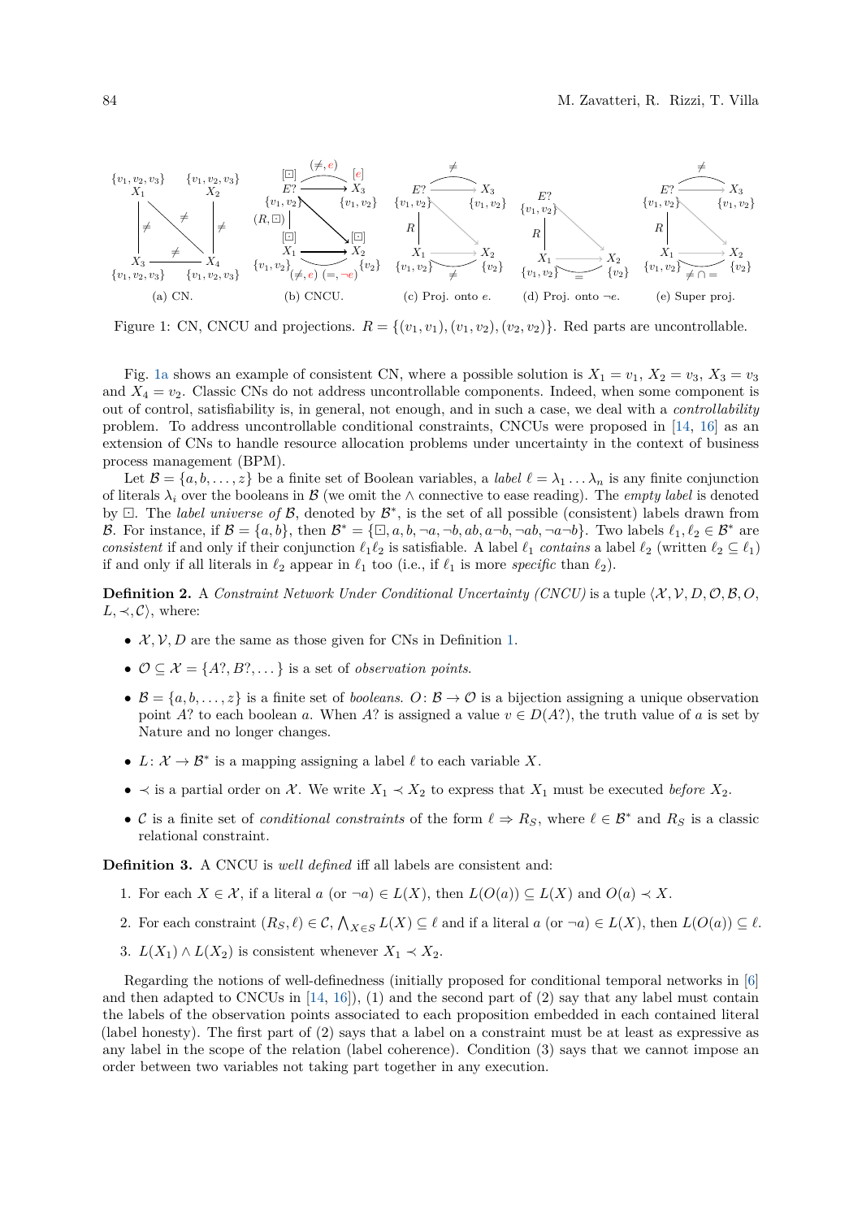Figure 1: CN, CNCU and projections. $R = \{(v_1, v_1), (v_1, v_2), (v_2, v_2)\}$. Red parts are uncontrollable.

Fig. 1a shows an example of consistent CN, where a possible solution is $X_1 = v_1$, $X_2 = v_3$, $X_3 = v_3$ and $X_4 = v_2$. Classic CNs do not address uncontrollable components. Indeed, when some component is out of control, satisfiability is, in general, not enough, and in such a case, we deal with a *controllability* problem. To address uncontrollable conditional constraints, CNCUs were proposed in [14, 16] as an extension of CNs to handle resource allocation problems under uncertainty in the context of business process management (BPM).

Let $\mathcal{B} = \{a, b, \ldots, z\}$ be a finite set of Boolean variables, a *label* $\ell = \lambda_1 \ldots \lambda_n$ is any finite conjunction of literals $\lambda_i$ over the booleans in $\mathcal{B}$ (we omit the $\wedge$ connective to ease reading). The *empty label* is denoted by $\boxdot$. The *label universe of* $\mathcal{B}$, denoted by $\mathcal{B}^*$, is the set of all possible (consistent) labels drawn from $\mathcal{B}$. For instance, if $\mathcal{B} = \{a, b\}$, then $\mathcal{B}^* = \{\boxdot, a, b, \neg a, \neg b, ab, a\neg b, \neg ab, \neg a\neg b\}$. Two labels $\ell_1, \ell_2 \in \mathcal{B}^*$ are *consistent* if and only if their conjunction $\ell_1 \ell_2$ is satisfiable. A label $\ell_1$ *contains* a label $\ell_2$ (written $\ell_2 \subseteq \ell_1$) if and only if all literals in $\ell_2$ appear in $\ell_1$ too (i.e., if $\ell_1$ is more *specific* than $\ell_2$).

**Definition 2.** A *Constraint Network Under Conditional Uncertainty (CNCU)* is a tuple $\langle \mathcal{X}, \mathcal{V}, D, \mathcal{O}, \mathcal{B}, O, L, \prec, \mathcal{C} \rangle$, where:

- $\mathcal{X}, \mathcal{V}, D$ are the same as those given for CNs in Definition 1.
- $\mathcal{O} \subseteq \mathcal{X} = \{A?, B?, \ldots\}$ is a set of *observation points*.
- $\mathcal{B} = \{a, b, \ldots, z\}$ is a finite set of *booleans*. $O\colon \mathcal{B} \to \mathcal{O}$ is a bijection assigning a unique observation point $A?$ to each boolean $a$. When $A?$ is assigned a value $v \in D(A?)$, the truth value of $a$ is set by Nature and no longer changes.
- $L\colon \mathcal{X} \to \mathcal{B}^*$ is a mapping assigning a label $\ell$ to each variable $X$.
- $\prec$ is a partial order on $\mathcal{X}$. We write $X_1 \prec X_2$ to express that $X_1$ must be executed *before* $X_2$.
- $\mathcal{C}$ is a finite set of *conditional constraints* of the form $\ell \Rightarrow R_S$, where $\ell \in \mathcal{B}^*$ and $R_S$ is a classic relational constraint.

**Definition 3.** A CNCU is *well defined* iff all labels are consistent and:

1. For each $X \in \mathcal{X}$, if a literal $a$ (or $\neg a$) $\in L(X)$, then $L(O(a)) \subseteq L(X)$ and $O(a) \prec X$.
2. For each constraint $(R_S, \ell) \in \mathcal{C}$, $\bigwedge_{X \in S} L(X) \subseteq \ell$ and if a literal $a$ (or $\neg a$) $\in L(X)$, then $L(O(a)) \subseteq \ell$.
3. $L(X_1) \wedge L(X_2)$ is consistent whenever $X_1 \prec X_2$.

Regarding the notions of well-definedness (initially proposed for conditional temporal networks in [6] and then adapted to CNCUs in [14, 16]), (1) and the second part of (2) say that any label must contain the labels of the observation points associated to each proposition embedded in each contained literal (label honesty). The first part of (2) says that a label on a constraint must be at least as expressive as any label in the scope of the relation (label coherence). Condition (3) says that we cannot impose an order between two variables not taking part together in any execution.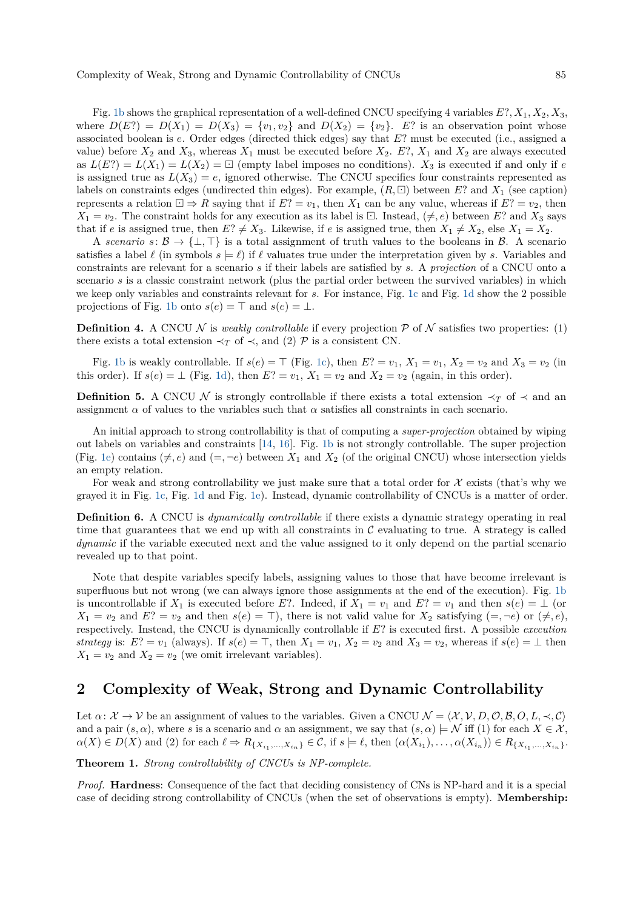Fig. 1b shows the graphical representation of a well-defined CNCU specifying 4 variables $E?, X_1, X_2, X_3$, where $D(E?) = D(X_1) = D(X_3) = \{v_1, v_2\}$ and $D(X_2) = \{v_2\}$. $E?$ is an observation point whose associated boolean is $e$. Order edges (directed thick edges) say that $E?$ must be executed (i.e., assigned a value) before $X_2$ and $X_3$, whereas $X_1$ must be executed before $X_2$. $E?$, $X_1$ and $X_2$ are always executed as $L(E?) = L(X_1) = L(X_2) = \boxdot$ (empty label imposes no conditions). $X_3$ is executed if and only if $e$ is assigned true as $L(X_3) = e$, ignored otherwise. The CNCU specifies four constraints represented as labels on constraints edges (undirected thin edges). For example, $(R, \boxdot)$ between $E?$ and $X_1$ (see caption) represents a relation $\boxdot \Rightarrow R$ saying that if $E? = v_1$, then $X_1$ can be any value, whereas if $E? = v_2$, then $X_1 = v_2$. The constraint holds for any execution as its label is $\boxdot$. Instead, $(\neq, e)$ between $E?$ and $X_3$ says that if $e$ is assigned true, then $E? \neq X_3$. Likewise, if $e$ is assigned true, then $X_1 \neq X_2$, else $X_1 = X_2$.

A *scenario* $s\colon \mathcal{B} \rightarrow \{\bot, \top\}$ is a total assignment of truth values to the booleans in $\mathcal{B}$. A scenario satisfies a label $\ell$ (in symbols $s \models \ell$) if $\ell$ valuates true under the interpretation given by $s$. Variables and constraints are relevant for a scenario $s$ if their labels are satisfied by $s$. A *projection* of a CNCU onto a scenario $s$ is a classic constraint network (plus the partial order between the survived variables) in which we keep only variables and constraints relevant for $s$. For instance, Fig. 1c and Fig. 1d show the 2 possible projections of Fig. 1b onto $s(e) = \top$ and $s(e) = \bot$.

**Definition 4.** A CNCU $\mathcal{N}$ is *weakly controllable* if every projection $\mathcal{P}$ of $\mathcal{N}$ satisfies two properties: (1) there exists a total extension $\prec_T$ of $\prec$, and (2) $\mathcal{P}$ is a consistent CN.

Fig. 1b is weakly controllable. If $s(e) = \top$ (Fig. 1c), then $E? = v_1$, $X_1 = v_1$, $X_2 = v_2$ and $X_3 = v_2$ (in this order). If $s(e) = \bot$ (Fig. 1d), then $E? = v_1$, $X_1 = v_2$ and $X_2 = v_2$ (again, in this order).

**Definition 5.** A CNCU $\mathcal{N}$ is strongly controllable if there exists a total extension $\prec_T$ of $\prec$ and an assignment $\alpha$ of values to the variables such that $\alpha$ satisfies all constraints in each scenario.

An initial approach to strong controllability is that of computing a *super-projection* obtained by wiping out labels on variables and constraints [14, 16]. Fig. 1b is not strongly controllable. The super projection (Fig. 1e) contains $(\neq, e)$ and $(=, \neg e)$ between $X_1$ and $X_2$ (of the original CNCU) whose intersection yields an empty relation.

For weak and strong controllability we just make sure that a total order for $\mathcal{X}$ exists (that's why we grayed it in Fig. 1c, Fig. 1d and Fig. 1e). Instead, dynamic controllability of CNCUs is a matter of order.

**Definition 6.** A CNCU is *dynamically controllable* if there exists a dynamic strategy operating in real time that guarantees that we end up with all constraints in $\mathcal{C}$ evaluating to true. A strategy is called *dynamic* if the variable executed next and the value assigned to it only depend on the partial scenario revealed up to that point.

Note that despite variables specify labels, assigning values to those that have become irrelevant is superfluous but not wrong (we can always ignore those assignments at the end of the execution). Fig. 1b is uncontrollable if $X_1$ is executed before $E?$. Indeed, if $X_1 = v_1$ and $E? = v_1$ and then $s(e) = \bot$ (or $X_1 = v_2$ and $E? = v_2$ and then $s(e) = \top$), there is not valid value for $X_2$ satisfying $(=, \neg e)$ or $(\neq, e)$, respectively. Instead, the CNCU is dynamically controllable if $E?$ is executed first. A possible *execution strategy* is: $E? = v_1$ (always). If $s(e) = \top$, then $X_1 = v_1$, $X_2 = v_2$ and $X_3 = v_2$, whereas if $s(e) = \bot$ then $X_1 = v_2$ and $X_2 = v_2$ (we omit irrelevant variables).

## 2 Complexity of Weak, Strong and Dynamic Controllability

Let $\alpha\colon \mathcal{X} \rightarrow \mathcal{V}$ be an assignment of values to the variables. Given a CNCU $\mathcal{N} = \langle \mathcal{X}, \mathcal{V}, D, \mathcal{O}, \mathcal{B}, O, L, \prec, \mathcal{C} \rangle$ and a pair $(s, \alpha)$, where $s$ is a scenario and $\alpha$ an assignment, we say that $(s, \alpha) \models \mathcal{N}$ iff (1) for each $X \in \mathcal{X}$, $\alpha(X) \in D(X)$ and (2) for each $\ell \Rightarrow R_{\{X_{i_1}, \dots, X_{i_n}\}} \in \mathcal{C}$, if $s \models \ell$, then $(\alpha(X_{i_1}), \dots, \alpha(X_{i_n})) \in R_{\{X_{i_1}, \dots, X_{i_n}\}}$.

**Theorem 1.** *Strong controllability of CNCUs is NP-complete.*

*Proof.* **Hardness**: Consequence of the fact that deciding consistency of CNs is NP-hard and it is a special case of deciding strong controllability of CNCUs (when the set of observations is empty). **Membership:**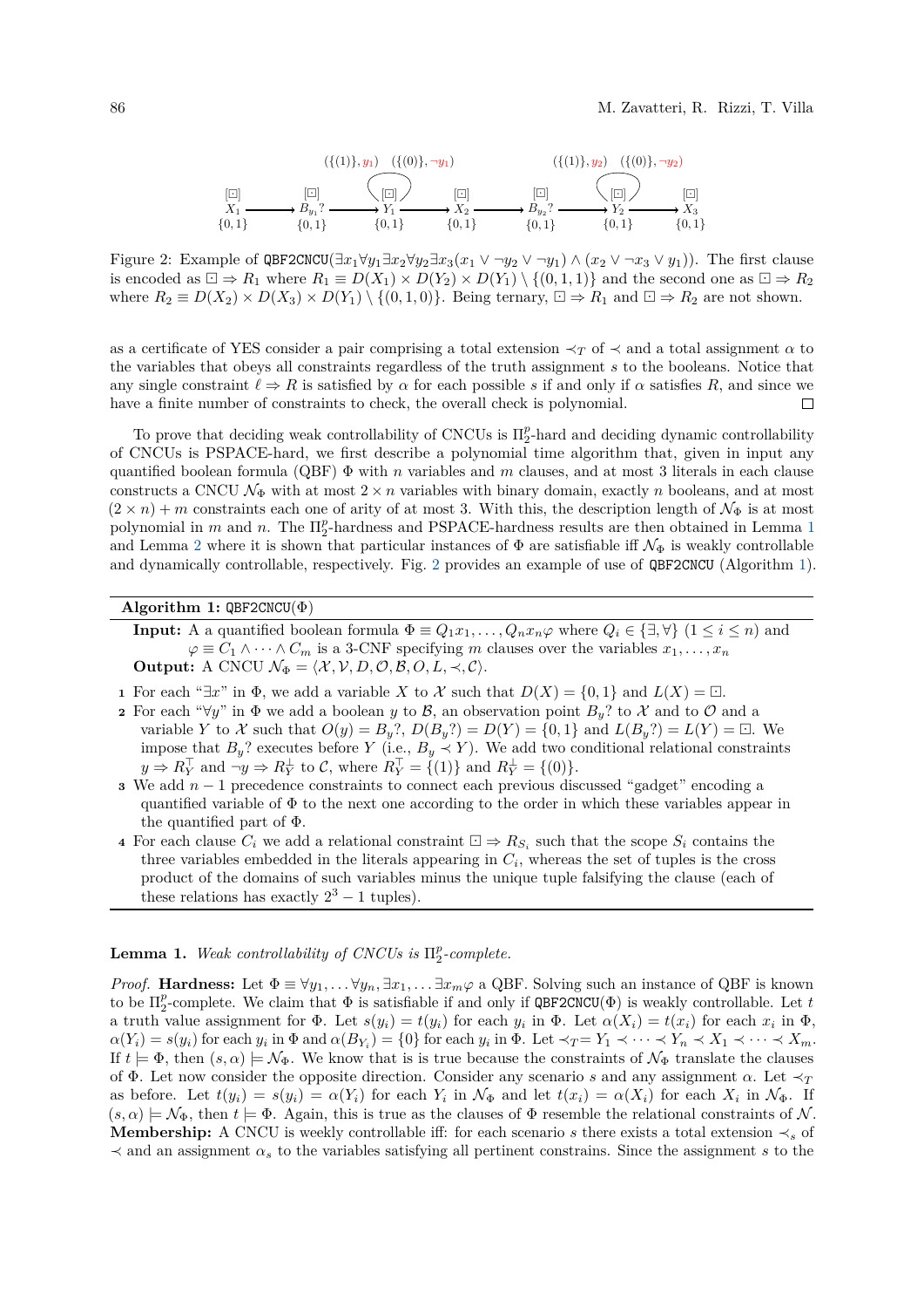Figure 2: Example of QBF2CNCU($\exists x_1 \forall y_1 \exists x_2 \forall y_2 \exists x_3 (x_1 \vee \neg y_2 \vee \neg y_1) \wedge (x_2 \vee \neg x_3 \vee y_1)$). The first clause is encoded as $\boxdot \Rightarrow R_1$ where $R_1 \equiv D(X_1) \times D(Y_2) \times D(Y_1) \setminus \{(0,1,1)\}$ and the second one as $\boxdot \Rightarrow R_2$ where $R_2 \equiv D(X_2) \times D(X_3) \times D(Y_1) \setminus \{(0,1,0)\}$. Being ternary, $\boxdot \Rightarrow R_1$ and $\boxdot \Rightarrow R_2$ are not shown.

as a certificate of YES consider a pair comprising a total extension $\prec_T$ of $\prec$ and a total assignment $\alpha$ to the variables that obeys all constraints regardless of the truth assignment $s$ to the booleans. Notice that any single constraint $\ell \Rightarrow R$ is satisfied by $\alpha$ for each possible $s$ if and only if $\alpha$ satisfies $R$, and since we have a finite number of constraints to check, the overall check is polynomial. ◻

To prove that deciding weak controllability of CNCUs is $\Pi_2^p$-hard and deciding dynamic controllability of CNCUs is PSPACE-hard, we first describe a polynomial time algorithm that, given in input any quantified boolean formula (QBF) $\Phi$ with $n$ variables and $m$ clauses, and at most 3 literals in each clause constructs a CNCU $\mathcal{N}_\Phi$ with at most $2 \times n$ variables with binary domain, exactly $n$ booleans, and at most $(2 \times n) + m$ constraints each one of arity of at most 3. With this, the description length of $\mathcal{N}_\Phi$ is at most polynomial in $m$ and $n$. The $\Pi_2^p$-hardness and PSPACE-hardness results are then obtained in Lemma 1 and Lemma 2 where it is shown that particular instances of $\Phi$ are satisfiable iff $\mathcal{N}_\Phi$ is weakly controllable and dynamically controllable, respectively. Fig. 2 provides an example of use of QBF2CNCU (Algorithm 1).

**Algorithm 1:** QBF2CNCU($\Phi$)

**Input:** A quantified boolean formula $\Phi \equiv Q_1 x_1, \dots, Q_n x_n \varphi$ where $Q_i \in \{\exists, \forall\}$ $(1 \leq i \leq n)$ and $\varphi \equiv C_1 \wedge \cdots \wedge C_m$ is a 3-CNF specifying $m$ clauses over the variables $x_1, \dots, x_n$

**Output:** A CNCU $\mathcal{N}_\Phi = \langle \mathcal{X}, \mathcal{V}, D, \mathcal{O}, \mathcal{B}, O, L, \prec, \mathcal{C} \rangle$.

1. For each "$\exists x$" in $\Phi$, we add a variable $X$ to $\mathcal{X}$ such that $D(X) = \{0, 1\}$ and $L(X) = \boxdot$.
2. For each "$\forall y$" in $\Phi$ we add a boolean $y$ to $\mathcal{B}$, an observation point $B_y?$ to $\mathcal{X}$ and to $\mathcal{O}$ and a variable $Y$ to $\mathcal{X}$ such that $O(y) = B_y?$, $D(B_y?) = D(Y) = \{0, 1\}$ and $L(B_y?) = L(Y) = \boxdot$. We impose that $B_y?$ executes before $Y$ (i.e., $B_y \prec Y$). We add two conditional relational constraints $y \Rightarrow R_Y^\top$ and $\neg y \Rightarrow R_Y^\perp$ to $\mathcal{C}$, where $R_Y^\top = \{(1)\}$ and $R_Y^\perp = \{(0)\}$.
3. We add $n - 1$ precedence constraints to connect each previous discussed "gadget" encoding a quantified variable of $\Phi$ to the next one according to the order in which these variables appear in the quantified part of $\Phi$.
4. For each clause $C_i$ we add a relational constraint $\boxdot \Rightarrow R_{S_i}$ such that the scope $S_i$ contains the three variables embedded in the literals appearing in $C_i$, whereas the set of tuples is the cross product of the domains of such variables minus the unique tuple falsifying the clause (each of these relations has exactly $2^3 - 1$ tuples).

**Lemma 1.** *Weak controllability of CNCUs is $\Pi_2^p$-complete.*

*Proof.* **Hardness:** Let $\Phi \equiv \forall y_1, \dots \forall y_n, \exists x_1, \dots \exists x_m \varphi$ a QBF. Solving such an instance of QBF is known to be $\Pi_2^p$-complete. We claim that $\Phi$ is satisfiable if and only if QBF2CNCU($\Phi$) is weakly controllable. Let $t$ a truth value assignment for $\Phi$. Let $s(y_i) = t(y_i)$ for each $y_i$ in $\Phi$. Let $\alpha(X_i) = t(x_i)$ for each $x_i$ in $\Phi$, $\alpha(Y_i) = s(y_i)$ for each $y_i$ in $\Phi$ and $\alpha(B_{Y_i}) = \{0\}$ for each $y_i$ in $\Phi$. Let $\prec_T = Y_1 \prec \cdots \prec Y_n \prec X_1 \prec \cdots \prec X_m$. If $t \models \Phi$, then $(s, \alpha) \models \mathcal{N}_\Phi$. We know that is is true because the constraints of $\mathcal{N}_\Phi$ translate the clauses of $\Phi$. Let now consider the opposite direction. Consider any scenario $s$ and any assignment $\alpha$. Let $\prec_T$ as before. Let $t(y_i) = s(y_i) = \alpha(Y_i)$ for each $Y_i$ in $\mathcal{N}_\Phi$ and let $t(x_i) = \alpha(X_i)$ for each $X_i$ in $\mathcal{N}_\Phi$. If $(s, \alpha) \models \mathcal{N}_\Phi$, then $t \models \Phi$. Again, this is true as the clauses of $\Phi$ resemble the relational constraints of $\mathcal{N}$.
**Membership:** A CNCU is weekly controllable iff: for each scenario $s$ there exists a total extension $\prec_s$ of $\prec$ and an assignment $\alpha_s$ to the variables satisfying all pertinent constrains. Since the assignment $s$ to the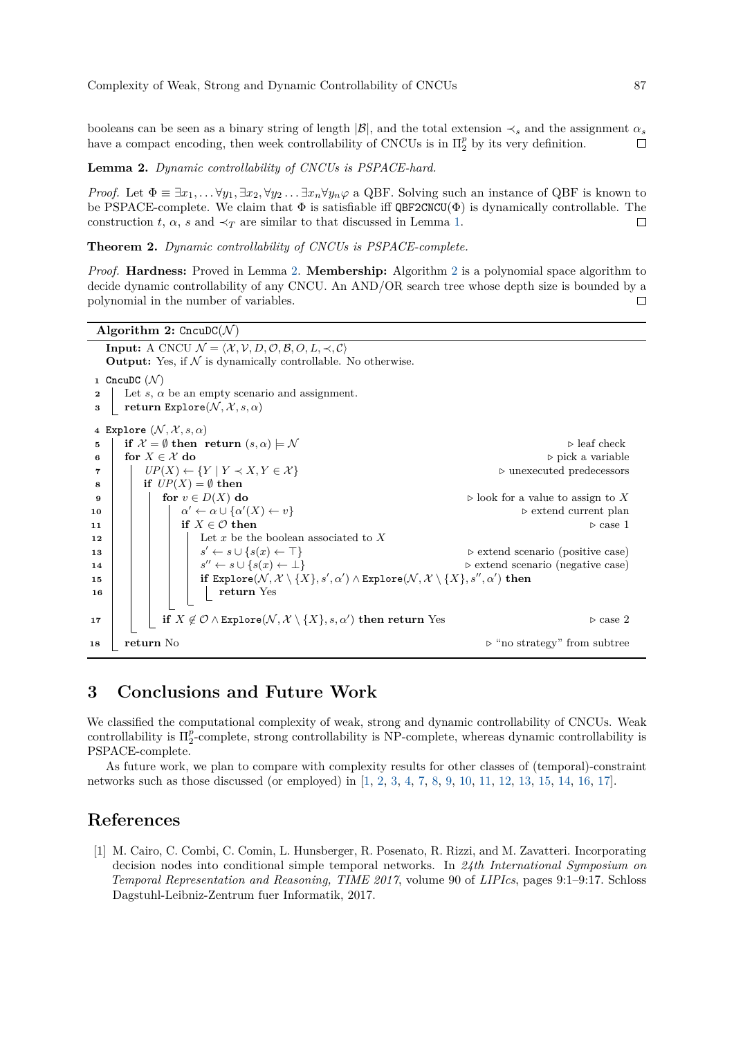booleans can be seen as a binary string of length $|\mathcal{B}|$, and the total extension $\prec_s$ and the assignment $\alpha_s$ have a compact encoding, then week controllability of CNCUs is in $\Pi_2^p$ by its very definition. ◻

**Lemma 2.** *Dynamic controllability of CNCUs is PSPACE-hard.*

*Proof.* Let $\Phi \equiv \exists x_1, \ldots \forall y_1, \exists x_2, \forall y_2 \ldots \exists x_n \forall y_n \varphi$ a QBF. Solving such an instance of QBF is known to be PSPACE-complete. We claim that $\Phi$ is satisfiable iff $\texttt{QBF2CNCU}(\Phi)$ is dynamically controllable. The construction $t$, $\alpha$, $s$ and $\prec_T$ are similar to that discussed in Lemma 1. ◻

**Theorem 2.** *Dynamic controllability of CNCUs is PSPACE-complete.*

*Proof.* **Hardness:** Proved in Lemma 2. **Membership:** Algorithm 2 is a polynomial space algorithm to decide dynamic controllability of any CNCU. An AND/OR search tree whose depth size is bounded by a polynomial in the number of variables. ◻

**Algorithm 2:** $\texttt{CncuDC}(\mathcal{N})$

**Input:** A CNCU $\mathcal{N} = \langle \mathcal{X}, \mathcal{V}, D, \mathcal{O}, \mathcal{B}, O, L, \prec, \mathcal{C} \rangle$
**Output:** Yes, if $\mathcal{N}$ is dynamically controllable. No otherwise.

```
1  CncuDC (N)
2      Let s, α be an empty scenario and assignment.
3      return Explore(N, X, s, α)

4  Explore (N, X, s, α)
5      if X = ∅ then return (s, α) ⊨ N                              ▷ leaf check
6      for X ∈ X do                                                 ▷ pick a variable
7          UP(X) ← {Y | Y ≺ X, Y ∈ X}                               ▷ unexecuted predecessors
8          if UP(X) = ∅ then
9              for v ∈ D(X) do                                      ▷ look for a value to assign to X
10                 α' ← α ∪ {α'(X) ← v}                             ▷ extend current plan
11                 if X ∈ O then                                    ▷ case 1
12                     Let x be the boolean associated to X
13                     s' ← s ∪ {s(x) ← ⊤}                          ▷ extend scenario (positive case)
14                     s'' ← s ∪ {s(x) ← ⊥}                         ▷ extend scenario (negative case)
15                     if Explore(N, X \ {X}, s', α') ∧ Explore(N, X \ {X}, s'', α') then
16                         return Yes
17             if X ∉ O ∧ Explore(N, X \ {X}, s, α') then return Yes     ▷ case 2
18     return No                                                    ▷ "no strategy" from subtree
```

## 3 Conclusions and Future Work

We classified the computational complexity of weak, strong and dynamic controllability of CNCUs. Weak controllability is $\Pi_2^p$-complete, strong controllability is NP-complete, whereas dynamic controllability is PSPACE-complete.

As future work, we plan to compare with complexity results for other classes of (temporal)-constraint networks such as those discussed (or employed) in [1, 2, 3, 4, 7, 8, 9, 10, 11, 12, 13, 15, 14, 16, 17].

## References

[1] M. Cairo, C. Combi, C. Comin, L. Hunsberger, R. Posenato, R. Rizzi, and M. Zavatteri. Incorporating decision nodes into conditional simple temporal networks. In *24th International Symposium on Temporal Representation and Reasoning, TIME 2017*, volume 90 of *LIPIcs*, pages 9:1–9:17. Schloss Dagstuhl-Leibniz-Zentrum fuer Informatik, 2017.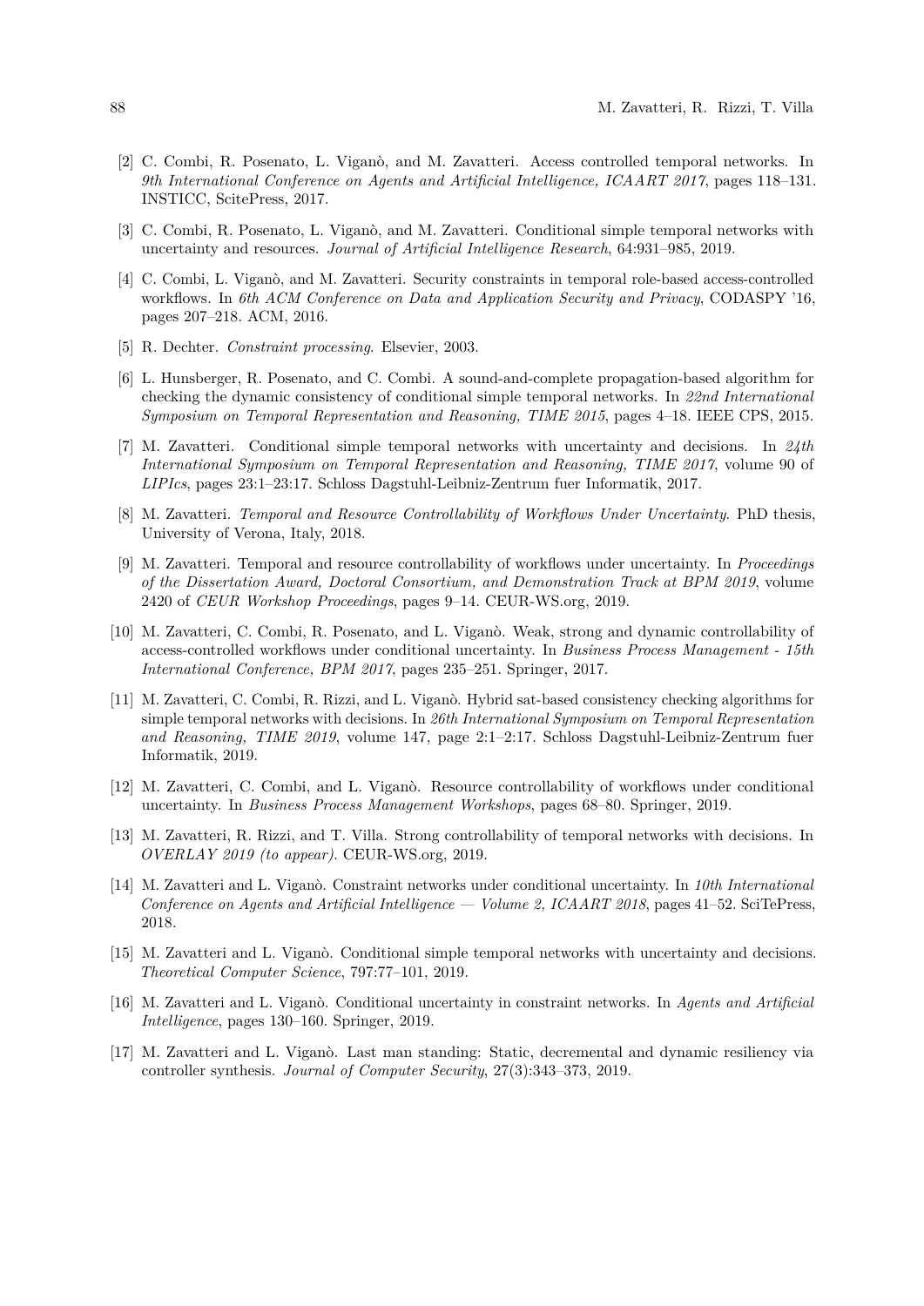[2] C. Combi, R. Posenato, L. Viganò, and M. Zavatteri. Access controlled temporal networks. In *9th International Conference on Agents and Artificial Intelligence, ICAART 2017*, pages 118–131. INSTICC, ScitePress, 2017.

[3] C. Combi, R. Posenato, L. Viganò, and M. Zavatteri. Conditional simple temporal networks with uncertainty and resources. *Journal of Artificial Intelligence Research*, 64:931–985, 2019.

[4] C. Combi, L. Viganò, and M. Zavatteri. Security constraints in temporal role-based access-controlled workflows. In *6th ACM Conference on Data and Application Security and Privacy*, CODASPY '16, pages 207–218. ACM, 2016.

[5] R. Dechter. *Constraint processing*. Elsevier, 2003.

[6] L. Hunsberger, R. Posenato, and C. Combi. A sound-and-complete propagation-based algorithm for checking the dynamic consistency of conditional simple temporal networks. In *22nd International Symposium on Temporal Representation and Reasoning, TIME 2015*, pages 4–18. IEEE CPS, 2015.

[7] M. Zavatteri. Conditional simple temporal networks with uncertainty and decisions. In *24th International Symposium on Temporal Representation and Reasoning, TIME 2017*, volume 90 of *LIPIcs*, pages 23:1–23:17. Schloss Dagstuhl-Leibniz-Zentrum fuer Informatik, 2017.

[8] M. Zavatteri. *Temporal and Resource Controllability of Workflows Under Uncertainty*. PhD thesis, University of Verona, Italy, 2018.

[9] M. Zavatteri. Temporal and resource controllability of workflows under uncertainty. In *Proceedings of the Dissertation Award, Doctoral Consortium, and Demonstration Track at BPM 2019*, volume 2420 of *CEUR Workshop Proceedings*, pages 9–14. CEUR-WS.org, 2019.

[10] M. Zavatteri, C. Combi, R. Posenato, and L. Viganò. Weak, strong and dynamic controllability of access-controlled workflows under conditional uncertainty. In *Business Process Management - 15th International Conference, BPM 2017*, pages 235–251. Springer, 2017.

[11] M. Zavatteri, C. Combi, R. Rizzi, and L. Viganò. Hybrid sat-based consistency checking algorithms for simple temporal networks with decisions. In *26th International Symposium on Temporal Representation and Reasoning, TIME 2019*, volume 147, page 2:1–2:17. Schloss Dagstuhl-Leibniz-Zentrum fuer Informatik, 2019.

[12] M. Zavatteri, C. Combi, and L. Viganò. Resource controllability of workflows under conditional uncertainty. In *Business Process Management Workshops*, pages 68–80. Springer, 2019.

[13] M. Zavatteri, R. Rizzi, and T. Villa. Strong controllability of temporal networks with decisions. In *OVERLAY 2019 (to appear)*. CEUR-WS.org, 2019.

[14] M. Zavatteri and L. Viganò. Constraint networks under conditional uncertainty. In *10th International Conference on Agents and Artificial Intelligence — Volume 2, ICAART 2018*, pages 41–52. SciTePress, 2018.

[15] M. Zavatteri and L. Viganò. Conditional simple temporal networks with uncertainty and decisions. *Theoretical Computer Science*, 797:77–101, 2019.

[16] M. Zavatteri and L. Viganò. Conditional uncertainty in constraint networks. In *Agents and Artificial Intelligence*, pages 130–160. Springer, 2019.

[17] M. Zavatteri and L. Viganò. Last man standing: Static, decremental and dynamic resiliency via controller synthesis. *Journal of Computer Security*, 27(3):343–373, 2019.